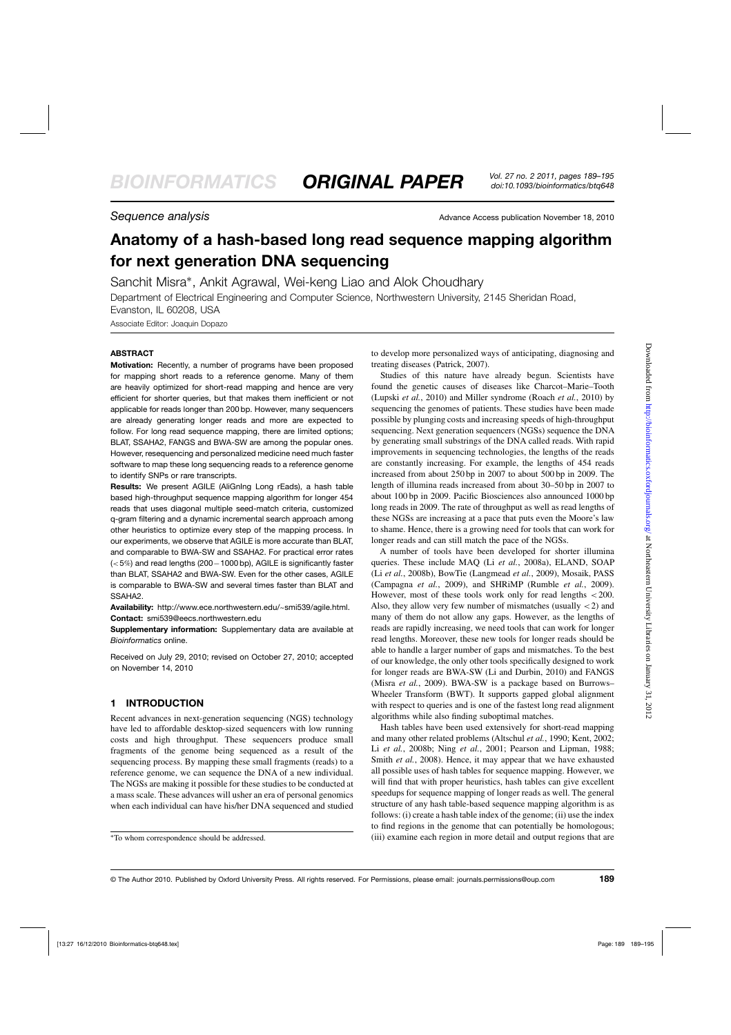*Sequence analysis*

# Anatomy of a hash-based long read sequence mapping algorithm for next generation DNA sequencing

Sanchit Misra*, Ankit Agrawal, Wei-keng Liao and Alok Choudhary

Department of Electrical Engineering and Computer Science, Northwestern University, 2145 Sheridan Road, Evanston, IL 60208, USA

Associate Editor: Joaquin Dopazo

## ABSTRACT

**Motivation:** Recently, a number of programs have been proposed for mapping short reads to a reference genome. Many of them are heavily optimized for short-read mapping and hence are very efficient for shorter queries, but that makes them inefficient or not applicable for reads longer than 200 bp. However, many sequencers are already generating longer reads and more are expected to follow. For long read sequence mapping, there are limited options; BLAT, SSAHA2, FANGS and BWA-SW are among the popular ones. However, resequencing and personalized medicine need much faster software to map these long sequencing reads to a reference genome to identify SNPs or rare transcripts.

**Results:** We present AGILE (AliGnIng Long rEads), a hash table based high-throughput sequence mapping algorithm for longer 454 reads that uses diagonal multiple seed-match criteria, customized q-gram filtering and a dynamic incremental search approach among other heuristics to optimize every step of the mapping process. In our experiments, we observe that AGILE is more accurate than BLAT, and comparable to BWA-SW and SSAHA2. For practical error rates ($<5\%$) and read lengths ($200-1000$ bp), AGILE is significantly faster than BLAT, SSAHA2 and BWA-SW. Even for the other cases, AGILE is comparable to BWA-SW and several times faster than BLAT and SSAHA2.

**Availability:** http://www.ece.northwestern.edu/~smi539/agile.html.

**Contact:** smi539@eecs.northwestern.edu

**Supplementary information:** Supplementary data are available at *Bioinformatics* online.

Received on July 29, 2010; revised on October 27, 2010; accepted on November 14, 2010

## 1 INTRODUCTION

Recent advances in next-generation sequencing (NGS) technology have led to affordable desktop-sized sequencers with low running costs and high throughput. These sequencers produce small fragments of the genome being sequenced as a result of the sequencing process. By mapping these small fragments (reads) to a reference genome, we can sequence the DNA of a new individual. The NGSs are making it possible for these studies to be conducted at a mass scale. These advances will usher an era of personal genomics when each individual can have his/her DNA sequenced and studied to develop more personalized ways of anticipating, diagnosing and treating diseases (Patrick, 2007).

Studies of this nature have already begun. Scientists have found the genetic causes of diseases like Charcot–Marie–Tooth (Lupski *et al.*, 2010) and Miller syndrome (Roach *et al.*, 2010) by sequencing the genomes of patients. These studies have been made possible by plunging costs and increasing speeds of high-throughput sequencing. Next generation sequencers (NGSs) sequence the DNA by generating small substrings of the DNA called reads. With rapid improvements in sequencing technologies, the lengths of the reads are constantly increasing. For example, the lengths of 454 reads increased from about 250 bp in 2007 to about 500 bp in 2009. The length of illumina reads increased from about 30–50 bp in 2007 to about 100 bp in 2009. Pacific Biosciences also announced 1000 bp long reads in 2009. The rate of throughput as well as read lengths of these NGSs are increasing at a pace that puts even the Moore's law to shame. Hence, there is a growing need for tools that can work for longer reads and can still match the pace of the NGSs.

A number of tools have been developed for shorter illumina queries. These include MAQ (Li *et al.*, 2008a), ELAND, SOAP (Li *et al.*, 2008b), BowTie (Langmead *et al.*, 2009), Mosaik, PASS (Campagna *et al.*, 2009), and SHRiMP (Rumble *et al.*, 2009). However, most of these tools work only for read lengths $<200$. Also, they allow very few number of mismatches (usually $<2$) and many of them do not allow any gaps. However, as the lengths of reads are rapidly increasing, we need tools that can work for longer read lengths. Moreover, these new tools for longer reads should be able to handle a larger number of gaps and mismatches. To the best of our knowledge, the only other tools specifically designed to work for longer reads are BWA-SW (Li and Durbin, 2010) and FANGS (Misra *et al.*, 2009). BWA-SW is a package based on Burrows–Wheeler Transform (BWT). It supports gapped global alignment with respect to queries and is one of the fastest long read alignment algorithms while also finding suboptimal matches.

Hash tables have been used extensively for short-read mapping and many other related problems (Altschul *et al.*, 1990; Kent, 2002; Li *et al.*, 2008b; Ning *et al.*, 2001; Pearson and Lipman, 1988; Smith *et al.*, 2008). Hence, it may appear that we have exhausted all possible uses of hash tables for sequence mapping. However, we will find that with proper heuristics, hash tables can give excellent speedups for sequence mapping of longer reads as well. The general structure of any hash table-based sequence mapping algorithm is as follows: (i) create a hash table index of the genome; (ii) use the index to find regions in the genome that can potentially be homologous; (iii) examine each region in more detail and output regions that are

*To whom correspondence should be addressed.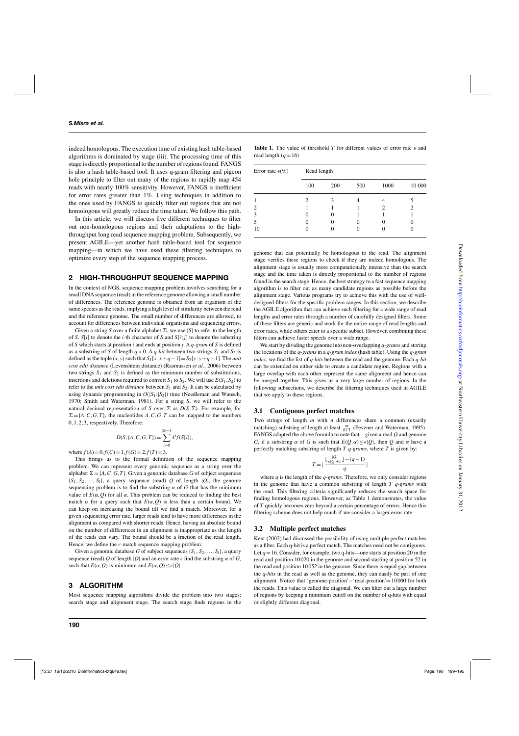indeed homologous. The execution time of existing hash table-based algorithms is dominated by stage (iii). The processing time of this stage is directly proportional to the number of regions found. FANGS is also a hash table-based tool. It uses q-gram filtering and pigeon hole principle to filter out many of the regions to rapidly map 454 reads with nearly 100% sensitivity. However, FANGS is inefficient for error rates greater than 1%. Using techniques in addition to the ones used by FANGS to quickly filter out regions that are not homologous will greatly reduce the time taken. We follow this path.

In this article, we will discuss five different techniques to filter out non-homologous regions and their adaptations to the high-throughput long read sequence mapping problem. Subsequently, we present AGILE—yet another hash table-based tool for sequence mapping—in which we have used these filtering techniques to optimize every step of the sequence mapping process.

## 2 HIGH-THROUGHPUT SEQUENCE MAPPING

In the context of NGS, sequence mapping problem involves searching for a small DNA sequence (read) in the reference genome allowing a small number of differences. The reference genome is obtained from an organism of the same species as the reads, implying a high level of similarity between the read and the reference genome. The small number of differences are allowed, to account for differences between individual organisms and sequencing errors.

Given a string $S$ over a finite alphabet $\Sigma$, we use $|S|$ to refer to the length of $S$, $S[i]$ to denote the $i$-th character of $S$ and $S[i:j]$ to denote the substring of $S$ which starts at position $i$ and ends at position $j$. A *q-gram* of $S$ is defined as a substring of $S$ of length $q>0$. A *q-hit* between two strings $S_1$ and $S_2$ is defined as the tuple $(x,y)$ such that $S_1[x:x+q-1]=S_2[y:y+q-1]$. The *unit cost edit distance* (Levenshtein distance) (Rasmussen *et al.*, 2006) between two strings $S_1$ and $S_2$ is defined as the minimum number of substitutions, insertions and deletions required to convert $S_1$ to $S_2$. We will use $E(S_1,S_2)$ to refer to the *unit cost edit distance* between $S_1$ and $S_2$. It can be calculated by using dynamic programming in $O(|S_1||S_2|)$ time (Needleman and Wunsch, 1970; Smith and Waterman, 1981). For a string $S$, we will refer to the natural decimal representation of $S$ over $\Sigma$ as $D(S,\Sigma)$. For example, for $\Sigma=\{A,C,G,T\}$, the nucleotides $A,C,G,T$ can be mapped to the numbers $0,1,2,3$, respectively. Therefore:

$$D(S,\{A,C,G,T\})=\sum_{i=0}^{|S|-1}4^i f(S[i]),$$

where $f(A)=0, f(C)=1, f(G)=2, f(T)=3$.

This brings us to the formal definition of the sequence mapping problem. We can represent every genomic sequence as a string over the alphabet $\Sigma=\{A,C,G,T\}$. Given a genomic database $G$ of subject sequences $\{S_1,S_2,\cdots,S_l\}$, a query sequence (read) $Q$ of length $|Q|$, the genome sequencing problem is to find the substring $\alpha$ of $G$ that has the minimum value of $E(\alpha,Q)$ for all $\alpha$. This problem can be reduced to finding the best match $\alpha$ for a query such that $E(\alpha,Q)$ is less than a certain bound. We can keep on increasing the bound till we find a match. Moreover, for a given sequencing error rate, larger reads tend to have more differences in the alignment as compared with shorter reads. Hence, having an absolute bound on the number of differences in an alignment is inappropriate as the length of the reads can vary. The bound should be a fraction of the read length. Hence, we define the $\epsilon$-match sequence mapping problem:

Given a genomic database $G$ of subject sequences $\{S_1,S_2,\ldots,S_l\}$, a query sequence (read) $Q$ of length $|Q|$ and an error rate $\epsilon$ find the substring $\alpha$ of $G$, such that $E(\alpha,Q)$ is minimum and $E(\alpha,Q)\leq\epsilon|Q|$.

## 3 ALGORITHM

Most sequence mapping algorithms divide the problem into two stages: search stage and alignment stage. The search stage finds regions in the genome that can potentially be homologous to the read. The alignment stage verifies these regions to check if they are indeed homologous. The alignment stage is usually more computationally intensive than the search stage and the time taken is directly proportional to the number of regions found in the search stage. Hence, the best strategy to a fast sequence mapping algorithm is to filter out as many candidate regions as possible before the alignment stage. Various programs try to achieve this with the use of well-designed filters for the specific problem ranges. In this section, we describe the AGILE algorithm that can achieve such filtering for a wide range of read lengths and error rates through a number of carefully designed filters. Some of these filters are generic and work for the entire range of read lengths and error rates, while others cater to a specific subset. However, combining these filters can achieve faster speeds over a wide range.

We start by dividing the genome into non-overlapping *q-grams* and storing the locations of the *q-grams* in a *q-gram index* (hash table). Using the *q-gram index*, we find the list of *q-hits* between the read and the genome. Each *q-hit* can be extended on either side to create a candidate region. Regions with a large overlap with each other represent the same alignment and hence can be merged together. This gives us a very large number of regions. In the following subsections, we describe the filtering techniques used in AGILE that we apply to these regions.

**Table 1.** The value of threshold $T$ for different values of error rate $\epsilon$ and read length ($q=16$)

| Error rate $\epsilon$(%) | Read length | | | | |
|---|---|---|---|---|---|
| | 100 | 200 | 500 | 1000 | 10 000 |
| 1 | 2 | 3 | 4 | 4 | 5 |
| 2 | 1 | 1 | 1 | 2 | 2 |
| 3 | 0 | 0 | 1 | 1 | 1 |
| 5 | 0 | 0 | 0 | 0 | 0 |
| 10 | 0 | 0 | 0 | 0 | 0 |

### 3.1 Contiguous perfect matches

Two strings of length $m$ with $n$ differences share a common (exactly matching) substring of length at least $\frac{m}{n+1}$ (Pevzner and Waterman, 1995). FANGS adapted the above formula to note that—given a read $Q$ and genome $G$, if a substring $\alpha$ of $G$ is such that $E(Q,\alpha)\leq\epsilon|Q|$, then $Q$ and $\alpha$ have a perfectly matching substring of length $T$ *q-grams*, where $T$ is given by:

$$T=\left\lfloor\frac{\lfloor\frac{|Q|}{\epsilon|Q|+1}\rfloor-(q-1)}{q}\right\rfloor$$

where $q$ is the length of the *q-grams*. Therefore, we only consider regions in the genome that have a common substring of length $T$ *q-grams* with the read. This filtering criteria significantly reduces the search space for finding homologous regions. However, as Table 1 demonstrates, the value of $T$ quickly becomes zero beyond a certain percentage of errors. Hence this filtering scheme does not help much if we consider a larger error rate.

### 3.2 Multiple perfect matches

Kent (2002) had discussed the possibility of using multiple perfect matches as a filter. Each q-hit is a perfect match. The matches need not be contiguous. Let $q=16$. Consider, for example, two q-hits—one starts at position 20 in the read and position 10020 in the genome and second starting at position 52 in the read and position 10052 in the genome. Since there is equal gap between the *q-hits* in the read as well as the genome, they can easily be part of one alignment. Notice that 'genome-position'−'read-position'= 10000 for both the reads. This value is called the diagonal. We can filter out a large number of regions by keeping a minimum cutoff on the number of q-hits with equal or slightly different diagonal.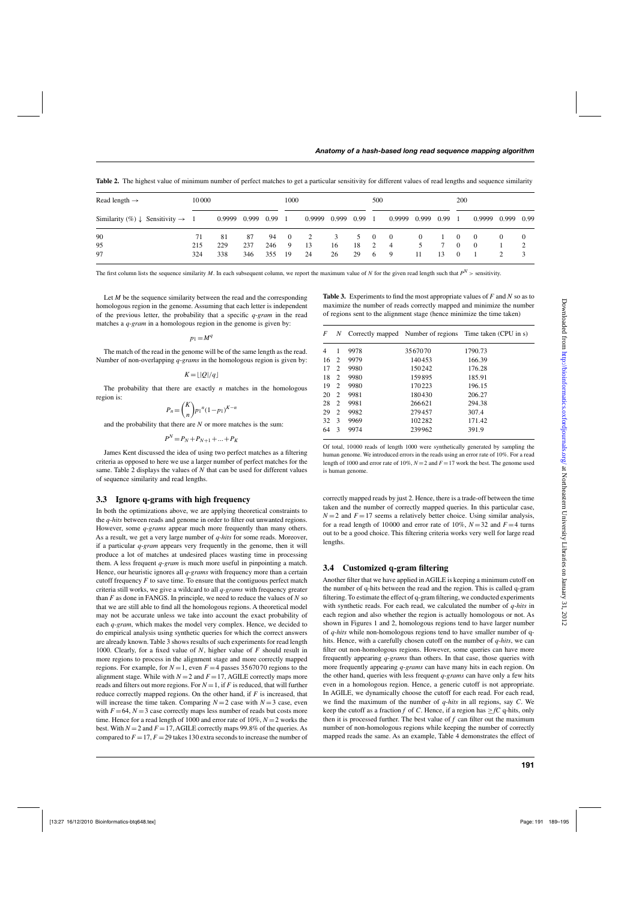**Table 2.** The highest value of minimum number of perfect matches to get a particular sensitivity for different values of read lengths and sequence similarity

| Read length → | 10 000 | | | | 1000 | | | | 500 | | | | 200 | | | |
|---|---|---|---|---|---|---|---|---|---|---|---|---|---|---|---|---|
| Similarity (%) ↓ Sensitivity → | 1 | 0.9999 | 0.999 | 0.99 | 1 | 0.9999 | 0.999 | 0.99 | 1 | 0.9999 | 0.999 | 0.99 | 1 | 0.9999 | 0.999 | 0.99 |
| 90 | 71 | 81 | 87 | 94 | 0 | 2 | 3 | 5 | 0 | 0 | 0 | 1 | 0 | 0 | 0 | 0 |
| 95 | 215 | 229 | 237 | 246 | 9 | 13 | 16 | 18 | 2 | 4 | 5 | 7 | 0 | 0 | 1 | 2 |
| 97 | 324 | 338 | 346 | 355 | 19 | 24 | 26 | 29 | 6 | 9 | 11 | 13 | 0 | 1 | 2 | 3 |

The first column lists the sequence similarity $M$. In each subsequent column, we report the maximum value of $N$ for the given read length such that $P^N >$ sensitivity.

Let $M$ be the sequence similarity between the read and the corresponding homologous region in the genome. Assuming that each letter is independent of the previous letter, the probability that a specific *q-gram* in the read matches a *q-gram* in a homologous region in the genome is given by:

$$p_1 = M^q$$

The match of the read in the genome will be of the same length as the read. Number of non-overlapping *q-grams* in the homologous region is given by:

$$K = \lfloor |Q|/q \rfloor$$

The probability that there are exactly $n$ matches in the homologous region is:

$$P_n = \binom{K}{n} {p_1}^n (1-p_1)^{K-n}$$

and the probability that there are $N$ or more matches is the sum:

$$P^N = P_N + P_{N+1} + ... + P_K$$

James Kent discussed the idea of using two perfect matches as a filtering criteria as opposed to here we use a larger number of perfect matches for the same. Table 2 displays the values of $N$ that can be used for different values of sequence similarity and read lengths.

### 3.3 Ignore q-grams with high frequency

In both the optimizations above, we are applying theoretical constraints to the *q-hits* between reads and genome in order to filter out unwanted regions. However, some *q-grams* appear much more frequently than many others. As a result, we get a very large number of *q-hits* for some reads. Moreover, if a particular *q-gram* appears very frequently in the genome, then it will produce a lot of matches at undesired places wasting time in processing them. A less frequent *q-gram* is much more useful in pinpointing a match. Hence, our heuristic ignores all *q-grams* with frequency more than a certain cutoff frequency $F$ to save time. To ensure that the contiguous perfect match criteria still works, we give a wildcard to all *q-grams* with frequency greater than $F$ as done in FANGS. In principle, we need to reduce the values of $N$ so that we are still able to find all the homologous regions. A theoretical model may not be accurate unless we take into account the exact probability of each *q-gram*, which makes the model very complex. Hence, we decided to do empirical analysis using synthetic queries for which the correct answers are already known. Table 3 shows results of such experiments for read length 1000. Clearly, for a fixed value of $N$, higher value of $F$ should result in more regions to process in the alignment stage and more correctly mapped regions. For example, for $N=1$, even $F=4$ passes 3567070 regions to the alignment stage. While with $N=2$ and $F=17$, AGILE correctly maps more reads and filters out more regions. For $N=1$, if $F$ is reduced, that will further reduce correctly mapped regions. On the other hand, if $F$ is increased, that will increase the time taken. Comparing $N=2$ case with $N=3$ case, even with $F=64$, $N=3$ case correctly maps less number of reads but costs more time. Hence for a read length of 1000 and error rate of 10%, $N=2$ works the best. With $N=2$ and $F=17$, AGILE correctly maps 99.8% of the queries. As compared to $F=17$, $F=29$ takes 130 extra seconds to increase the number of correctly mapped reads by just 2. Hence, there is a trade-off between the time taken and the number of correctly mapped queries. In this particular case, $N=2$ and $F=17$ seems a relatively better choice. Using similar analysis, for a read length of 10000 and error rate of 10%, $N=32$ and $F=4$ turns out to be a good choice. This filtering criteria works very well for large read lengths.

**Table 3.** Experiments to find the most appropriate values of $F$ and $N$ so as to maximize the number of reads correctly mapped and minimize the number of regions sent to the alignment stage (hence minimize the time taken)

| $F$ | $N$ | Correctly mapped | Number of regions | Time taken (CPU in s) |
|---|---|---|---|---|
| 4 | 1 | 9978 | 3567070 | 1790.73 |
| 16 | 2 | 9979 | 140453 | 166.39 |
| 17 | 2 | 9980 | 150242 | 176.28 |
| 18 | 2 | 9980 | 159895 | 185.91 |
| 19 | 2 | 9980 | 170223 | 196.15 |
| 20 | 2 | 9981 | 180430 | 206.27 |
| 28 | 2 | 9981 | 266621 | 294.38 |
| 29 | 2 | 9982 | 279457 | 307.4 |
| 32 | 3 | 9969 | 102282 | 171.42 |
| 64 | 3 | 9974 | 239962 | 391.9 |

Of total, 10000 reads of length 1000 were synthetically generated by sampling the human genome. We introduced errors in the reads using an error rate of 10%. For a read length of 1000 and error rate of 10%, $N=2$ and $F=17$ work the best. The genome used is human genome.

### 3.4 Customized q-gram filtering

Another filter that we have applied in AGILE is keeping a minimum cutoff on the number of q-hits between the read and the region. This is called q-gram filtering. To estimate the effect of q-gram filtering, we conducted experiments with synthetic reads. For each read, we calculated the number of *q-hits* in each region and also whether the region is actually homologous or not. As shown in Figures 1 and 2, homologous regions tend to have larger number of *q-hits* while non-homologous regions tend to have smaller number of q-hits. Hence, with a carefully chosen cutoff on the number of *q-hits*, we can filter out non-homologous regions. However, some queries can have more frequently appearing *q-grams* than others. In that case, those queries with more frequently appearing *q-grams* can have many hits in each region. On the other hand, queries with less frequent *q-grams* can have only a few hits even in a homologous region. Hence, a generic cutoff is not appropriate. In AGILE, we dynamically choose the cutoff for each read. For each read, we find the maximum of the number of *q-hits* in all regions, say $C$. We keep the cutoff as a fraction $f$ of $C$. Hence, if a region has $\geq fC$ q-hits, only then it is processed further. The best value of $f$ can filter out the maximum number of non-homologous regions while keeping the number of correctly mapped reads the same. As an example, Table 4 demonstrates the effect of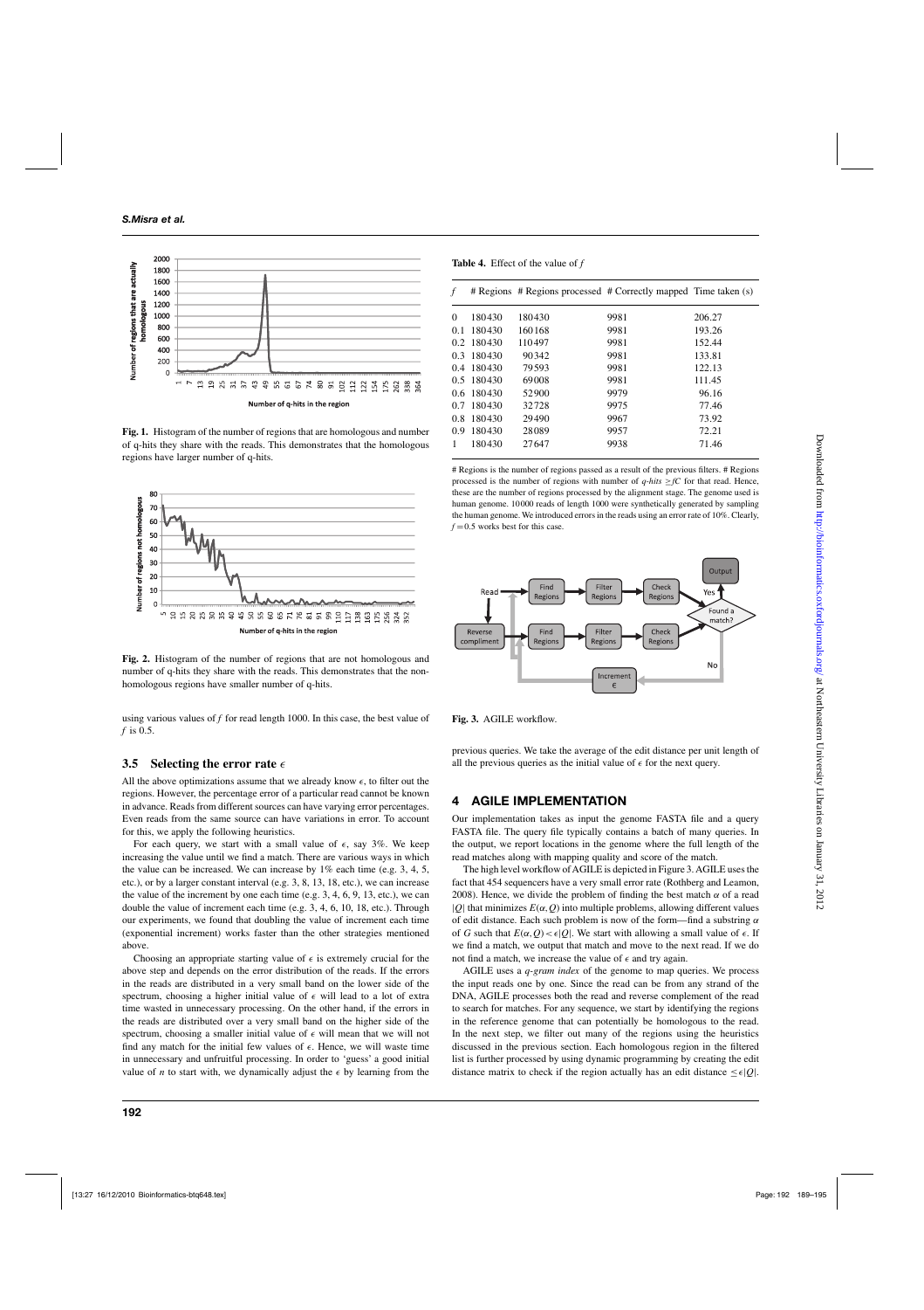Fig. 1. Histogram of the number of regions that are homologous and number of q-hits they share with the reads. This demonstrates that the homologous regions have larger number of q-hits.

Fig. 2. Histogram of the number of regions that are not homologous and number of q-hits they share with the reads. This demonstrates that the non-homologous regions have smaller number of q-hits.

using various values of $f$ for read length 1000. In this case, the best value of $f$ is 0.5.

### 3.5 Selecting the error rate $\epsilon$

All the above optimizations assume that we already know $\epsilon$, to filter out the regions. However, the percentage error of a particular read cannot be known in advance. Reads from different sources can have varying error percentages. Even reads from the same source can have variations in error. To account for this, we apply the following heuristics.

For each query, we start with a small value of $\epsilon$, say 3%. We keep increasing the value until we find a match. There are various ways in which the value can be increased. We can increase by 1% each time (e.g. 3, 4, 5, etc.), or by a larger constant interval (e.g. 3, 8, 13, 18, etc.), we can increase the value of the increment by one each time (e.g. 3, 4, 6, 9, 13, etc.), we can double the value of increment each time (e.g. 3, 4, 6, 10, 18, etc.). Through our experiments, we found that doubling the value of increment each time (exponential increment) works faster than the other strategies mentioned above.

Choosing an appropriate starting value of $\epsilon$ is extremely crucial for the above step and depends on the error distribution of the reads. If the errors in the reads are distributed in a very small band on the lower side of the spectrum, choosing a higher initial value of $\epsilon$ will lead to a lot of extra time wasted in unnecessary processing. On the other hand, if the errors in the reads are distributed over a very small band on the higher side of the spectrum, choosing a smaller initial value of $\epsilon$ will mean that we will not find any match for the initial few values of $\epsilon$. Hence, we will waste time in unnecessary and unfruitful processing. In order to 'guess' a good initial value of $n$ to start with, we dynamically adjust the $\epsilon$ by learning from the previous queries. We take the average of the edit distance per unit length of all the previous queries as the initial value of $\epsilon$ for the next query.

**Table 4.** Effect of the value of $f$

| $f$ | # Regions | # Regions processed | # Correctly mapped | Time taken (s) |
|---|---|---|---|---|
| 0 | 180430 | 180430 | 9981 | 206.27 |
| 0.1 | 180430 | 160168 | 9981 | 193.26 |
| 0.2 | 180430 | 110497 | 9981 | 152.44 |
| 0.3 | 180430 | 90342 | 9981 | 133.81 |
| 0.4 | 180430 | 79593 | 9981 | 122.13 |
| 0.5 | 180430 | 69008 | 9981 | 111.45 |
| 0.6 | 180430 | 52900 | 9979 | 96.16 |
| 0.7 | 180430 | 32728 | 9975 | 77.46 |
| 0.8 | 180430 | 29490 | 9967 | 73.92 |
| 0.9 | 180430 | 28089 | 9957 | 72.21 |
| 1 | 180430 | 27647 | 9938 | 71.46 |

# Regions is the number of regions passed as a result of the previous filters. # Regions processed is the number of regions with number of *q-hits* $\geq fC$ for that read. Hence, these are the number of regions processed by the alignment stage. The genome used is human genome. 10000 reads of length 1000 were synthetically generated by sampling the human genome. We introduced errors in the reads using an error rate of 10%. Clearly, $f = 0.5$ works best for this case.

Fig. 3. AGILE workflow.

## 4 AGILE IMPLEMENTATION

Our implementation takes as input the genome FASTA file and a query FASTA file. The query file typically contains a batch of many queries. In the output, we report locations in the genome where the full length of the read matches along with mapping quality and score of the match.

The high level workflow of AGILE is depicted in Figure 3. AGILE uses the fact that 454 sequencers have a very small error rate (Rothberg and Leamon, 2008). Hence, we divide the problem of finding the best match $\alpha$ of a read $|Q|$ that minimizes $E(\alpha, Q)$ into multiple problems, allowing different values of edit distance. Each such problem is now of the form—find a substring $\alpha$ of $G$ such that $E(\alpha, Q) < \epsilon|Q|$. We start with allowing a small value of $\epsilon$. If we find a match, we output that match and move to the next read. If we do not find a match, we increase the value of $\epsilon$ and try again.

AGILE uses a *q-gram index* of the genome to map queries. We process the input reads one by one. Since the read can be from any strand of the DNA, AGILE processes both the read and reverse complement of the read to search for matches. For any sequence, we start by identifying the regions in the reference genome that can potentially be homologous to the read. In the next step, we filter out many of the regions using the heuristics discussed in the previous section. Each homologous region in the filtered list is further processed by using dynamic programming by creating the edit distance matrix to check if the region actually has an edit distance $\leq \epsilon|Q|$.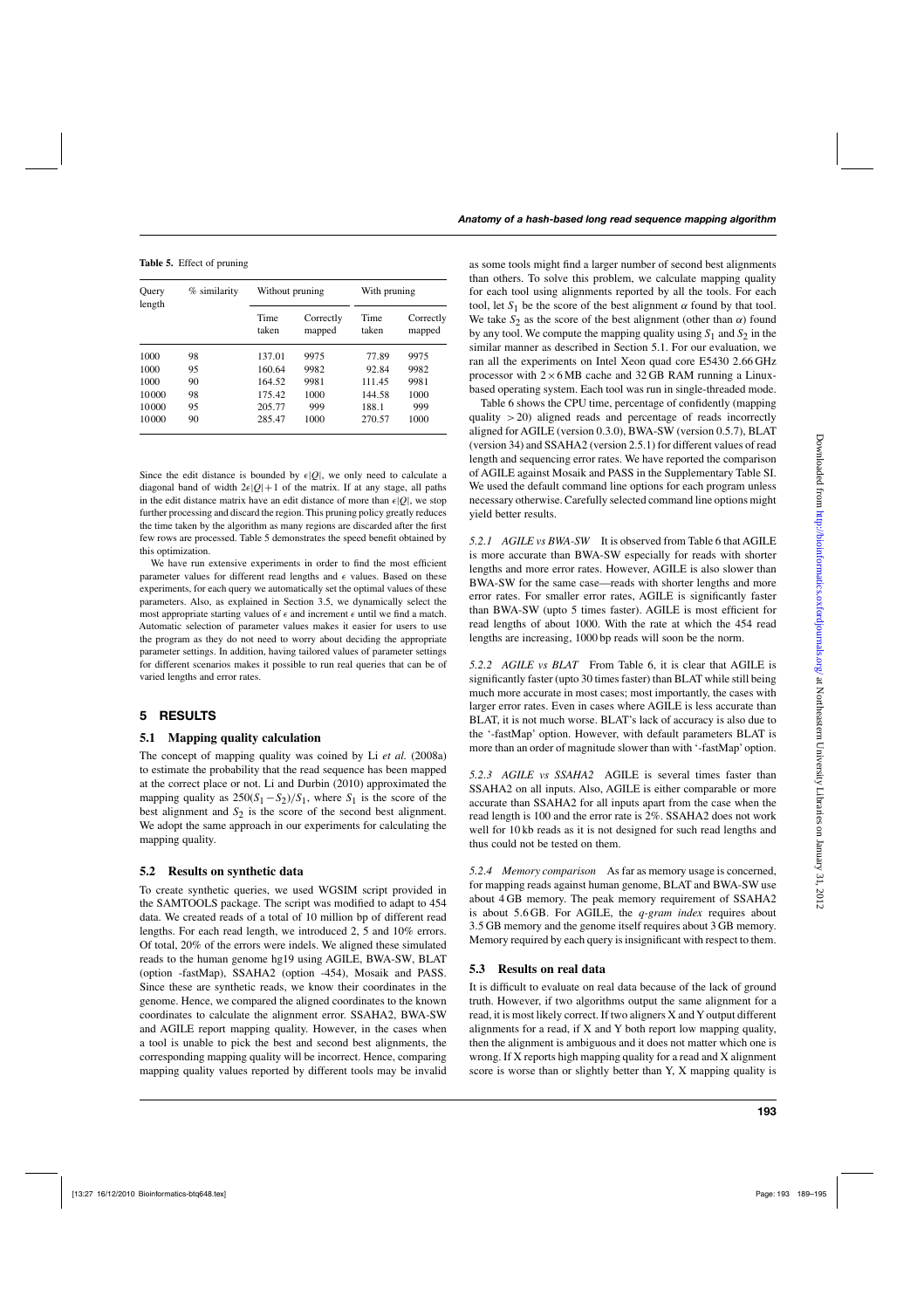**Table 5.** Effect of pruning

| Query length | % similarity | Without pruning | | With pruning | |
|---|---|---|---|---|---|
| | | Time taken | Correctly mapped | Time taken | Correctly mapped |
| 1000 | 98 | 137.01 | 9975 | 77.89 | 9975 |
| 1000 | 95 | 160.64 | 9982 | 92.84 | 9982 |
| 1000 | 90 | 164.52 | 9981 | 111.45 | 9981 |
| 10000 | 98 | 175.42 | 1000 | 144.58 | 1000 |
| 10000 | 95 | 205.77 | 999 | 188.1 | 999 |
| 10000 | 90 | 285.47 | 1000 | 270.57 | 1000 |

Since the edit distance is bounded by $\epsilon|Q|$, we only need to calculate a diagonal band of width $2\epsilon|Q|+1$ of the matrix. If at any stage, all paths in the edit distance matrix have an edit distance of more than $\epsilon|Q|$, we stop further processing and discard the region. This pruning policy greatly reduces the time taken by the algorithm as many regions are discarded after the first few rows are processed. Table 5 demonstrates the speed benefit obtained by this optimization.

We have run extensive experiments in order to find the most efficient parameter values for different read lengths and $\epsilon$ values. Based on these experiments, for each query we automatically set the optimal values of these parameters. Also, as explained in Section 3.5, we dynamically select the most appropriate starting values of $\epsilon$ and increment $\epsilon$ until we find a match. Automatic selection of parameter values makes it easier for users to use the program as they do not need to worry about deciding the appropriate parameter settings. In addition, having tailored values of parameter settings for different scenarios makes it possible to run real queries that can be of varied lengths and error rates.

# 5 RESULTS

## 5.1 Mapping quality calculation

The concept of mapping quality was coined by Li *et al.* (2008a) to estimate the probability that the read sequence has been mapped at the correct place or not. Li and Durbin (2010) approximated the mapping quality as $250(S_1-S_2)/S_1$, where $S_1$ is the score of the best alignment and $S_2$ is the score of the second best alignment. We adopt the same approach in our experiments for calculating the mapping quality.

## 5.2 Results on synthetic data

To create synthetic queries, we used WGSIM script provided in the SAMTOOLS package. The script was modified to adapt to 454 data. We created reads of a total of 10 million bp of different read lengths. For each read length, we introduced 2, 5 and 10% errors. Of total, 20% of the errors were indels. We aligned these simulated reads to the human genome hg19 using AGILE, BWA-SW, BLAT (option -fastMap), SSAHA2 (option -454), Mosaik and PASS. Since these are synthetic reads, we know their coordinates in the genome. Hence, we compared the aligned coordinates to the known coordinates to calculate the alignment error. SSAHA2, BWA-SW and AGILE report mapping quality. However, in the cases when a tool is unable to pick the best and second best alignments, the corresponding mapping quality will be incorrect. Hence, comparing mapping quality values reported by different tools may be invalid as some tools might find a larger number of second best alignments than others. To solve this problem, we calculate mapping quality for each tool using alignments reported by all the tools. For each tool, let $S_1$ be the score of the best alignment $\alpha$ found by that tool. We take $S_2$ as the score of the best alignment (other than $\alpha$) found by any tool. We compute the mapping quality using $S_1$ and $S_2$ in the similar manner as described in Section 5.1. For our evaluation, we ran all the experiments on Intel Xeon quad core E5430 2.66 GHz processor with $2\times 6$ MB cache and 32 GB RAM running a Linux-based operating system. Each tool was run in single-threaded mode.

Table 6 shows the CPU time, percentage of confidently (mapping quality $>20$) aligned reads and percentage of reads incorrectly aligned for AGILE (version 0.3.0), BWA-SW (version 0.5.7), BLAT (version 34) and SSAHA2 (version 2.5.1) for different values of read length and sequencing error rates. We have reported the comparison of AGILE against Mosaik and PASS in the Supplementary Table SI. We used the default command line options for each program unless necessary otherwise. Carefully selected command line options might yield better results.

*5.2.1 AGILE vs BWA-SW* It is observed from Table 6 that AGILE is more accurate than BWA-SW especially for reads with shorter lengths and more error rates. However, AGILE is also slower than BWA-SW for the same case—reads with shorter lengths and more error rates. For smaller error rates, AGILE is significantly faster than BWA-SW (upto 5 times faster). AGILE is most efficient for read lengths of about 1000. With the rate at which the 454 read lengths are increasing, 1000 bp reads will soon be the norm.

*5.2.2 AGILE vs BLAT* From Table 6, it is clear that AGILE is significantly faster (upto 30 times faster) than BLAT while still being much more accurate in most cases; most importantly, the cases with larger error rates. Even in cases where AGILE is less accurate than BLAT, it is not much worse. BLAT's lack of accuracy is also due to the '-fastMap' option. However, with default parameters BLAT is more than an order of magnitude slower than with '-fastMap' option.

*5.2.3 AGILE vs SSAHA2* AGILE is several times faster than SSAHA2 on all inputs. Also, AGILE is either comparable or more accurate than SSAHA2 for all inputs apart from the case when the read length is 100 and the error rate is 2%. SSAHA2 does not work well for 10 kb reads as it is not designed for such read lengths and thus could not be tested on them.

*5.2.4 Memory comparison* As far as memory usage is concerned, for mapping reads against human genome, BLAT and BWA-SW use about 4 GB memory. The peak memory requirement of SSAHA2 is about 5.6 GB. For AGILE, the *q-gram index* requires about 3.5 GB memory and the genome itself requires about 3 GB memory. Memory required by each query is insignificant with respect to them.

## 5.3 Results on real data

It is difficult to evaluate on real data because of the lack of ground truth. However, if two algorithms output the same alignment for a read, it is most likely correct. If two aligners X and Y output different alignments for a read, if X and Y both report low mapping quality, then the alignment is ambiguous and it does not matter which one is wrong. If X reports high mapping quality for a read and X alignment score is worse than or slightly better than Y, X mapping quality is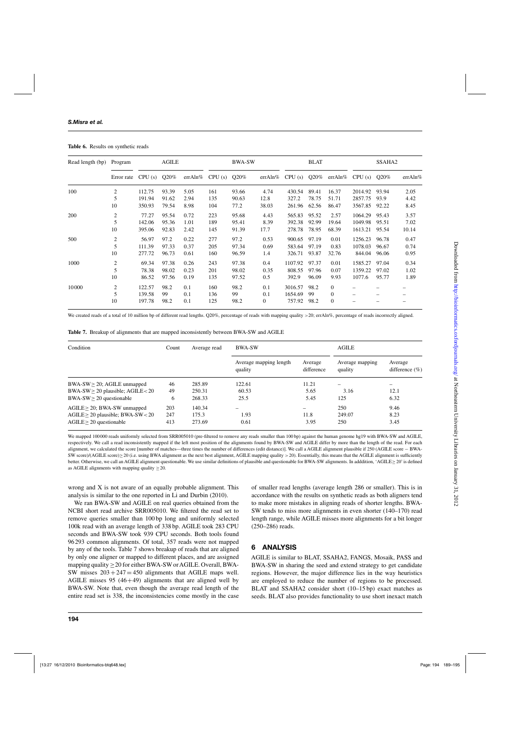**Table 6.** Results on synthetic reads

| Read length (bp) | Program | AGILE | | | BWA-SW | | | BLAT | | | SSAHA2 | | |
|---|---|---|---|---|---|---|---|---|---|---|---|---|---|
| | Error rate | CPU (s) | Q20% | errAln% | CPU (s) | Q20% | errAln% | CPU (s) | Q20% | errAln% | CPU (s) | Q20% | errAln% |
| 100 | 2 | 112.75 | 93.39 | 5.05 | 161 | 93.66 | 4.74 | 430.54 | 89.41 | 16.37 | 2014.92 | 93.94 | 2.05 |
| | 5 | 191.94 | 91.62 | 2.94 | 135 | 90.63 | 12.8 | 327.2 | 78.75 | 51.71 | 2857.75 | 93.9 | 4.42 |
| | 10 | 350.93 | 79.54 | 8.98 | 104 | 77.2 | 38.03 | 261.96 | 62.56 | 86.47 | 3567.85 | 92.22 | 8.45 |
| 200 | 2 | 77.27 | 95.54 | 0.72 | 223 | 95.68 | 4.43 | 565.83 | 95.52 | 2.57 | 1064.29 | 95.43 | 3.57 |
| | 5 | 142.06 | 95.36 | 1.01 | 189 | 95.41 | 8.39 | 392.38 | 92.99 | 19.64 | 1049.98 | 95.51 | 7.02 |
| | 10 | 395.06 | 92.83 | 2.42 | 145 | 91.39 | 17.7 | 278.78 | 78.95 | 68.39 | 1613.21 | 95.54 | 10.14 |
| 500 | 2 | 56.97 | 97.2 | 0.22 | 277 | 97.2 | 0.53 | 900.65 | 97.19 | 0.01 | 1256.23 | 96.78 | 0.47 |
| | 5 | 111.39 | 97.33 | 0.37 | 205 | 97.34 | 0.69 | 583.64 | 97.19 | 0.83 | 1078.03 | 96.67 | 0.74 |
| | 10 | 277.72 | 96.73 | 0.61 | 160 | 96.59 | 1.4 | 326.71 | 93.87 | 32.76 | 844.04 | 96.06 | 0.95 |
| 1000 | 2 | 69.34 | 97.38 | 0.26 | 243 | 97.38 | 0.4 | 1107.92 | 97.37 | 0.01 | 1585.27 | 97.04 | 0.34 |
| | 5 | 78.38 | 98.02 | 0.23 | 201 | 98.02 | 0.35 | 808.55 | 97.96 | 0.07 | 1359.22 | 97.02 | 1.02 |
| | 10 | 86.52 | 97.56 | 0.19 | 135 | 97.52 | 0.5 | 392.9 | 96.09 | 9.93 | 1077.6 | 95.77 | 1.89 |
| 10000 | 2 | 122.57 | 98.2 | 0.1 | 160 | 98.2 | 0.1 | 3016.57 | 98.2 | 0 | – | – | – |
| | 5 | 139.58 | 99 | 0.1 | 136 | 99 | 0.1 | 1654.69 | 99 | 0 | – | – | – |
| | 10 | 197.78 | 98.2 | 0.1 | 125 | 98.2 | 0 | 757.92 | 98.2 | 0 | – | – | – |

We created reads of a total of 10 million bp of different read lengths. Q20%, percentage of reads with mapping quality >20; errAln%, percentage of reads incorrectly aligned.

**Table 7.** Breakup of alignments that are mapped inconsistently between BWA-SW and AGILE

| Condition | Count | Average read | BWA-SW | | AGILE | |
|---|---|---|---|---|---|---|
| | | | Average mapping length quality | Average difference | Average mapping quality | Average difference (%) |
| BWA-SW ≥ 20; AGILE unmapped | 46 | 285.89 | 122.61 | 11.21 | – | – |
| BWA-SW ≥ 20 plausible; AGILE < 20 | 49 | 250.31 | 60.53 | 5.65 | 3.16 | 12.1 |
| BWA-SW ≥ 20 questionable | 6 | 268.33 | 25.5 | 5.45 | 125 | 6.32 |
| AGILE ≥ 20; BWA-SW unmapped | 203 | 140.34 | – | – | 250 | 9.46 |
| AGILE ≥ 20 plausible; BWA-SW < 20 | 247 | 175.3 | 1.93 | 11.8 | 249.07 | 8.23 |
| AGILE ≥ 20 questionable | 413 | 273.69 | 0.61 | 3.95 | 250 | 3.45 |

We mapped 100000 reads uniformly selected from SRR005010 (pre-filtered to remove any reads smaller than 100 bp) against the human genome hg19 with BWA-SW and AGILE, respectively. We call a read inconsistently mapped if the left most position of the alignments found by BWA-SW and AGILE differ by more than the length of the read. For each alignment, we calculated the score [number of matches—three times the number of differences (edit distance)]. We call a AGILE alignment plausible if 250 (AGILE score − BWA-SW score)/(AGILE score) ≥ 20 (i.e. using BWA alignment as the next best alignment, AGILE mapping quality > 20). Essentially, this means that the AGILE alignment is sufficiently better. Otherwise, we call an AGILE alignment questionable. We use similar definitions of plausible and questionable for BWA-SW alignments. In adddition, 'AGILE ≥ 20' is defined as AGILE alignments with mapping quality ≥ 20.

wrong and X is not aware of an equally probable alignment. This analysis is similar to the one reported in Li and Durbin (2010).

We ran BWA-SW and AGILE on real queries obtained from the NCBI short read archive SRR005010. We filtered the read set to remove queries smaller than 100 bp long and uniformly selected 100k read with an average length of 338 bp. AGILE took 283 CPU seconds and BWA-SW took 939 CPU seconds. Both tools found 96 293 common alignments. Of total, 357 reads were not mapped by any of the tools. Table 7 shows breakup of reads that are aligned by only one aligner or mapped to different places, and are assigned mapping quality ≥ 20 for either BWA-SW or AGILE. Overall, BWA-SW misses 203 + 247 = 450 alignments that AGILE maps well. AGILE misses 95 (46 + 49) alignments that are aligned well by BWA-SW. Note that, even though the average read length of the entire read set is 338, the inconsistencies come mostly in the case of smaller read lengths (average length 286 or smaller). This is in accordance with the results on synthetic reads as both aligners tend to make more mistakes in aligning reads of shorter lengths. BWA-SW tends to miss more alignments in even shorter (140–170) read length range, while AGILE misses more alignments for a bit longer (250–286) reads.

## 6 ANALYSIS

AGILE is similar to BLAT, SSAHA2, FANGS, Mosaik, PASS and BWA-SW in sharing the seed and extend strategy to get candidate regions. However, the major difference lies in the way heuristics are employed to reduce the number of regions to be processed. BLAT and SSAHA2 consider short (10–15 bp) exact matches as seeds. BLAT also provides functionality to use short inexact match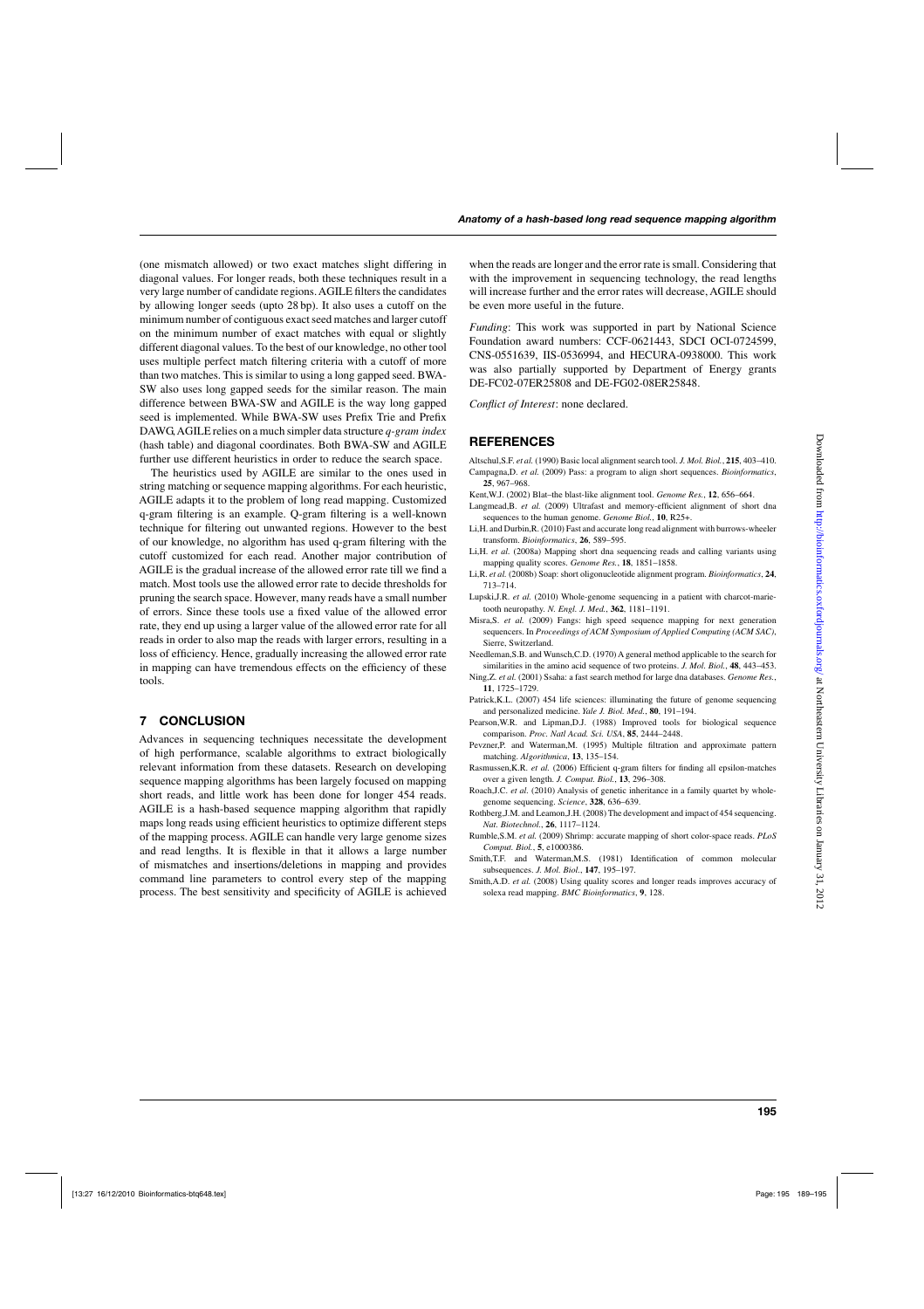(one mismatch allowed) or two exact matches slight differing in diagonal values. For longer reads, both these techniques result in a very large number of candidate regions. AGILE filters the candidates by allowing longer seeds (upto 28 bp). It also uses a cutoff on the minimum number of contiguous exact seed matches and larger cutoff on the minimum number of exact matches with equal or slightly different diagonal values. To the best of our knowledge, no other tool uses multiple perfect match filtering criteria with a cutoff of more than two matches. This is similar to using a long gapped seed. BWA-SW also uses long gapped seeds for the similar reason. The main difference between BWA-SW and AGILE is the way long gapped seed is implemented. While BWA-SW uses Prefix Trie and Prefix DAWG, AGILE relies on a much simpler data structure *q-gram index* (hash table) and diagonal coordinates. Both BWA-SW and AGILE further use different heuristics in order to reduce the search space.

The heuristics used by AGILE are similar to the ones used in string matching or sequence mapping algorithms. For each heuristic, AGILE adapts it to the problem of long read mapping. Customized q-gram filtering is an example. Q-gram filtering is a well-known technique for filtering out unwanted regions. However to the best of our knowledge, no algorithm has used q-gram filtering with the cutoff customized for each read. Another major contribution of AGILE is the gradual increase of the allowed error rate till we find a match. Most tools use the allowed error rate to decide thresholds for pruning the search space. However, many reads have a small number of errors. Since these tools use a fixed value of the allowed error rate, they end up using a larger value of the allowed error rate for all reads in order to also map the reads with larger errors, resulting in a loss of efficiency. Hence, gradually increasing the allowed error rate in mapping can have tremendous effects on the efficiency of these tools.

## 7 CONCLUSION

Advances in sequencing techniques necessitate the development of high performance, scalable algorithms to extract biologically relevant information from these datasets. Research on developing sequence mapping algorithms has been largely focused on mapping short reads, and little work has been done for longer 454 reads. AGILE is a hash-based sequence mapping algorithm that rapidly maps long reads using efficient heuristics to optimize different steps of the mapping process. AGILE can handle very large genome sizes and read lengths. It is flexible in that it allows a large number of mismatches and insertions/deletions in mapping and provides command line parameters to control every step of the mapping process. The best sensitivity and specificity of AGILE is achieved when the reads are longer and the error rate is small. Considering that with the improvement in sequencing technology, the read lengths will increase further and the error rates will decrease, AGILE should be even more useful in the future.

*Funding*: This work was supported in part by National Science Foundation award numbers: CCF-0621443, SDCI OCI-0724599, CNS-0551639, IIS-0536994, and HECURA-0938000. This work was also partially supported by Department of Energy grants DE-FC02-07ER25808 and DE-FG02-08ER25848.

*Conflict of Interest*: none declared.

## REFERENCES

Altschul,S.F. *et al.* (1990) Basic local alignment search tool. *J. Mol. Biol.*, **215**, 403–410.

Campagna,D. *et al.* (2009) Pass: a program to align short sequences. *Bioinformatics*, **25**, 967–968.

Kent,W.J. (2002) Blat–the blast-like alignment tool. *Genome Res.*, **12**, 656–664.

Langmead,B. *et al.* (2009) Ultrafast and memory-efficient alignment of short dna sequences to the human genome. *Genome Biol.*, **10**, R25+.

Li,H. and Durbin,R. (2010) Fast and accurate long read alignment with burrows-wheeler transform. *Bioinformatics*, **26**, 589–595.

Li,H. *et al.* (2008a) Mapping short dna sequencing reads and calling variants using mapping quality scores. *Genome Res.*, **18**, 1851–1858.

Li,R. *et al.* (2008b) Soap: short oligonucleotide alignment program. *Bioinformatics*, **24**, 713–714.

Lupski,J.R. *et al.* (2010) Whole-genome sequencing in a patient with charcot-marie-tooth neuropathy. *N. Engl. J. Med.*, **362**, 1181–1191.

Misra,S. *et al.* (2009) Fangs: high speed sequence mapping for next generation sequencers. In *Proceedings of ACM Symposium of Applied Computing (ACM SAC)*, Sierre, Switzerland.

Needleman,S.B. and Wunsch,C.D. (1970) A general method applicable to the search for similarities in the amino acid sequence of two proteins. *J. Mol. Biol.*, **48**, 443–453.

Ning,Z. *et al.* (2001) Ssaha: a fast search method for large dna databases. *Genome Res.*, **11**, 1725–1729.

Patrick,K.L. (2007) 454 life sciences: illuminating the future of genome sequencing and personalized medicine. *Yale J. Biol. Med.*, **80**, 191–194.

Pearson,W.R. and Lipman,D.J. (1988) Improved tools for biological sequence comparison. *Proc. Natl Acad. Sci. USA*, **85**, 2444–2448.

Pevzner,P. and Waterman,M. (1995) Multiple filtration and approximate pattern matching. *Algorithmica*, **13**, 135–154.

Rasmussen,K.R. *et al.* (2006) Efficient q-gram filters for finding all epsilon-matches over a given length. *J. Comput. Biol.*, **13**, 296–308.

Roach,J.C. *et al.* (2010) Analysis of genetic inheritance in a family quartet by whole-genome sequencing. *Science*, **328**, 636–639.

Rothberg,J.M. and Leamon,J.H. (2008) The development and impact of 454 sequencing. *Nat. Biotechnol.*, **26**, 1117–1124.

Rumble,S.M. *et al.* (2009) Shrimp: accurate mapping of short color-space reads. *PLoS Comput. Biol.*, **5**, e1000386.

Smith,T.F. and Waterman,M.S. (1981) Identification of common molecular subsequences. *J. Mol. Biol.*, **147**, 195–197.

Smith,A.D. *et al.* (2008) Using quality scores and longer reads improves accuracy of solexa read mapping. *BMC Bioinformatics*, **9**, 128.